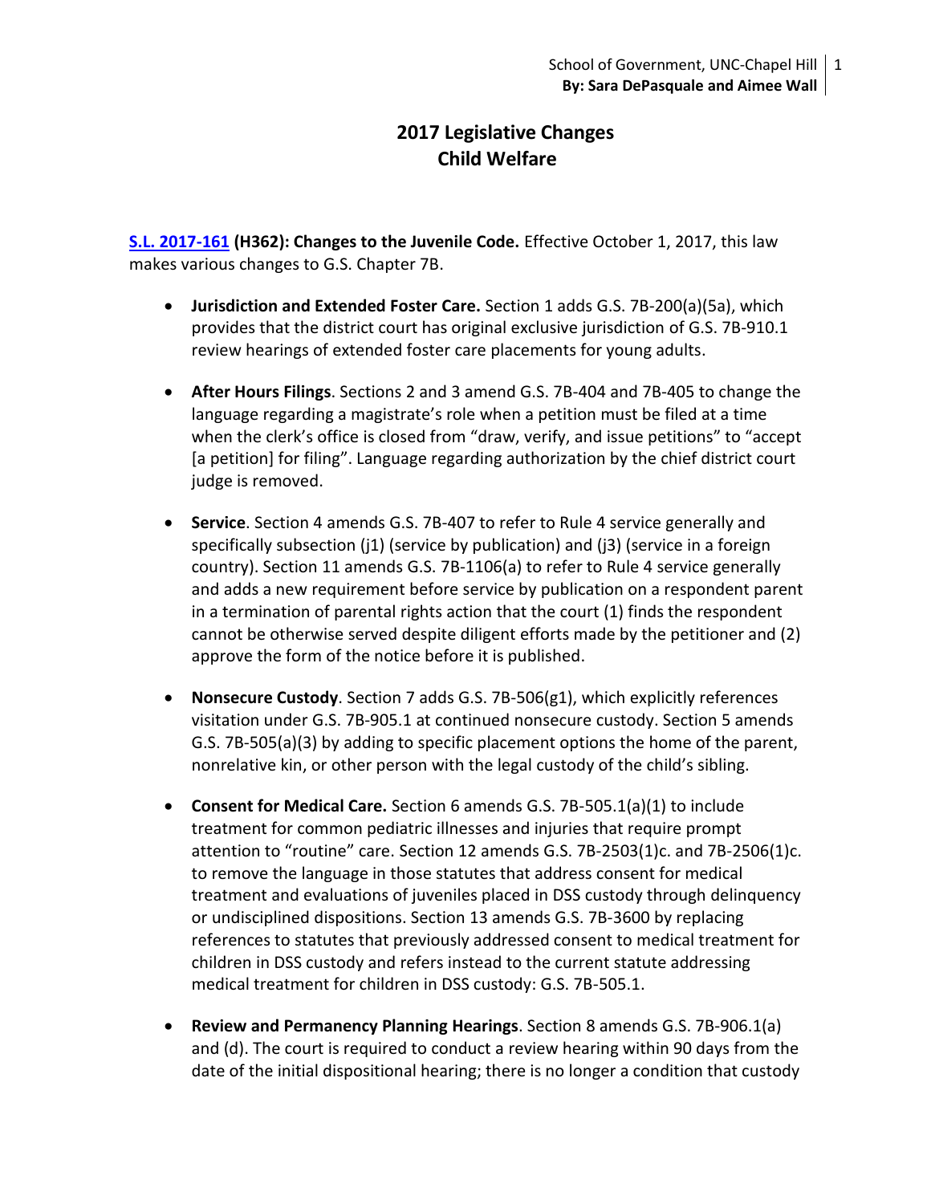# 2017 Legislative Changes Child Welfare

**S.L. 2017-161 (H362): Changes to the Juvenile Code.** Effective October 1, 2017, this law makes various changes to G.S. Chapter 7B.

- **Jurisdiction and Extended Foster Care.** Section 1 adds G.S. 7B-200(a)(5a), which provides that the district court has original exclusive jurisdiction of G.S. 7B-910.1 review hearings of extended foster care placements for young adults.
- **After Hours Filings**. Sections 2 and 3 amend G.S. 7B-404 and 7B-405 to change the language regarding a magistrate's role when a petition must be filed at a time when the clerk's office is closed from "draw, verify, and issue petitions" to "accept [a petition] for filing". Language regarding authorization by the chief district court judge is removed.
- **Service**. Section 4 amends G.S. 7B-407 to refer to Rule 4 service generally and specifically subsection (j1) (service by publication) and (j3) (service in a foreign country). Section 11 amends G.S. 7B-1106(a) to refer to Rule 4 service generally and adds a new requirement before service by publication on a respondent parent in a termination of parental rights action that the court (1) finds the respondent cannot be otherwise served despite diligent efforts made by the petitioner and (2) approve the form of the notice before it is published.
- **Nonsecure Custody**. Section 7 adds G.S. 7B-506(g1), which explicitly references visitation under G.S. 7B-905.1 at continued nonsecure custody. Section 5 amends G.S. 7B-505(a)(3) by adding to specific placement options the home of the parent, nonrelative kin, or other person with the legal custody of the child's sibling.
- **Consent for Medical Care.** Section 6 amends G.S. 7B-505.1(a)(1) to include treatment for common pediatric illnesses and injuries that require prompt attention to "routine" care. Section 12 amends G.S. 7B-2503(1)c. and 7B-2506(1)c. to remove the language in those statutes that address consent for medical treatment and evaluations of juveniles placed in DSS custody through delinquency or undisciplined dispositions. Section 13 amends G.S. 7B-3600 by replacing references to statutes that previously addressed consent to medical treatment for children in DSS custody and refers instead to the current statute addressing medical treatment for children in DSS custody: G.S. 7B-505.1.
- **Review and Permanency Planning Hearings**. Section 8 amends G.S. 7B-906.1(a) and (d). The court is required to conduct a review hearing within 90 days from the date of the initial dispositional hearing; there is no longer a condition that custody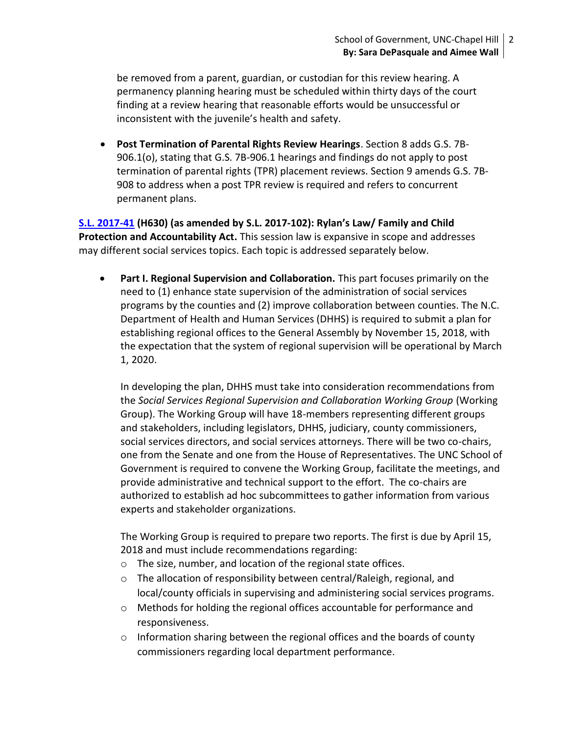be removed from a parent, guardian, or custodian for this review hearing. A permanency planning hearing must be scheduled within thirty days of the court finding at a review hearing that reasonable efforts would be unsuccessful or inconsistent with the juvenile's health and safety.

- **Post Termination of Parental Rights Review Hearings**. Section 8 adds G.S. 7B-906.1(o), stating that G.S. 7B-906.1 hearings and findings do not apply to post termination of parental rights (TPR) placement reviews. Section 9 amends G.S. 7B-908 to address when a post TPR review is required and refers to concurrent permanent plans.

**S.L. 2017-41 (H630) (as amended by S.L. 2017-102): Rylan's Law/ Family and Child Protection and Accountability Act.** This session law is expansive in scope and addresses may different social services topics. Each topic is addressed separately below.

- **Part I. Regional Supervision and Collaboration.** This part focuses primarily on the need to (1) enhance state supervision of the administration of social services programs by the counties and (2) improve collaboration between counties. The N.C. Department of Health and Human Services (DHHS) is required to submit a plan for establishing regional offices to the General Assembly by November 15, 2018, with the expectation that the system of regional supervision will be operational by March 1, 2020.

  In developing the plan, DHHS must take into consideration recommendations from the *Social Services Regional Supervision and Collaboration Working Group* (Working Group). The Working Group will have 18-members representing different groups and stakeholders, including legislators, DHHS, judiciary, county commissioners, social services directors, and social services attorneys. There will be two co-chairs, one from the Senate and one from the House of Representatives. The UNC School of Government is required to convene the Working Group, facilitate the meetings, and provide administrative and technical support to the effort. The co-chairs are authorized to establish ad hoc subcommittees to gather information from various experts and stakeholder organizations.

  The Working Group is required to prepare two reports. The first is due by April 15, 2018 and must include recommendations regarding:
  - The size, number, and location of the regional state offices.
  - The allocation of responsibility between central/Raleigh, regional, and local/county officials in supervising and administering social services programs.
  - Methods for holding the regional offices accountable for performance and responsiveness.
  - Information sharing between the regional offices and the boards of county commissioners regarding local department performance.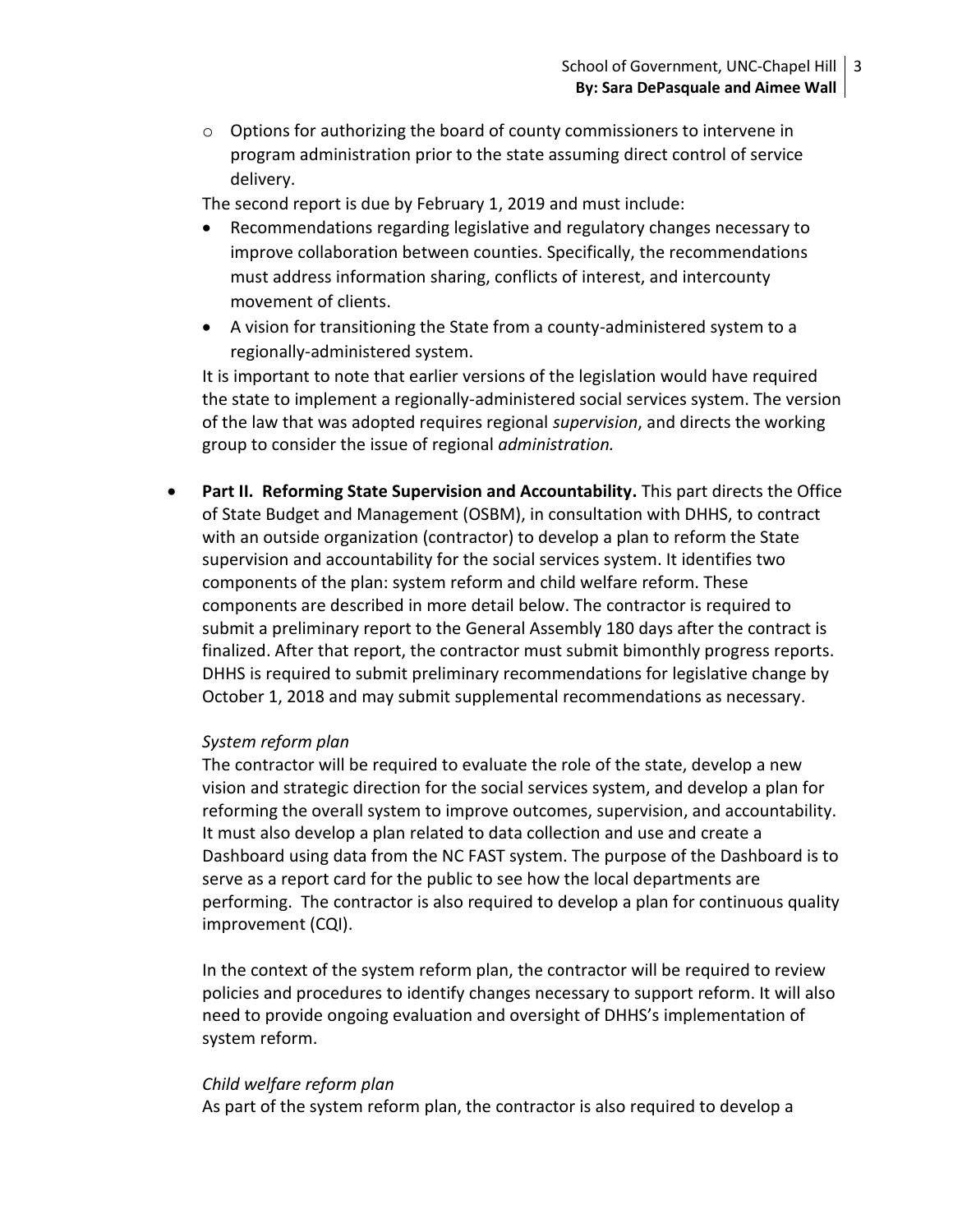- Options for authorizing the board of county commissioners to intervene in program administration prior to the state assuming direct control of service delivery.

  The second report is due by February 1, 2019 and must include:

  - Recommendations regarding legislative and regulatory changes necessary to improve collaboration between counties. Specifically, the recommendations must address information sharing, conflicts of interest, and intercounty movement of clients.
  - A vision for transitioning the State from a county-administered system to a regionally-administered system.

  It is important to note that earlier versions of the legislation would have required the state to implement a regionally-administered social services system. The version of the law that was adopted requires regional *supervision*, and directs the working group to consider the issue of regional *administration.*

- **Part II. Reforming State Supervision and Accountability.** This part directs the Office of State Budget and Management (OSBM), in consultation with DHHS, to contract with an outside organization (contractor) to develop a plan to reform the State supervision and accountability for the social services system. It identifies two components of the plan: system reform and child welfare reform. These components are described in more detail below. The contractor is required to submit a preliminary report to the General Assembly 180 days after the contract is finalized. After that report, the contractor must submit bimonthly progress reports. DHHS is required to submit preliminary recommendations for legislative change by October 1, 2018 and may submit supplemental recommendations as necessary.

  *System reform plan*

  The contractor will be required to evaluate the role of the state, develop a new vision and strategic direction for the social services system, and develop a plan for reforming the overall system to improve outcomes, supervision, and accountability. It must also develop a plan related to data collection and use and create a Dashboard using data from the NC FAST system. The purpose of the Dashboard is to serve as a report card for the public to see how the local departments are performing. The contractor is also required to develop a plan for continuous quality improvement (CQI).

  In the context of the system reform plan, the contractor will be required to review policies and procedures to identify changes necessary to support reform. It will also need to provide ongoing evaluation and oversight of DHHS's implementation of system reform.

  *Child welfare reform plan*

  As part of the system reform plan, the contractor is also required to develop a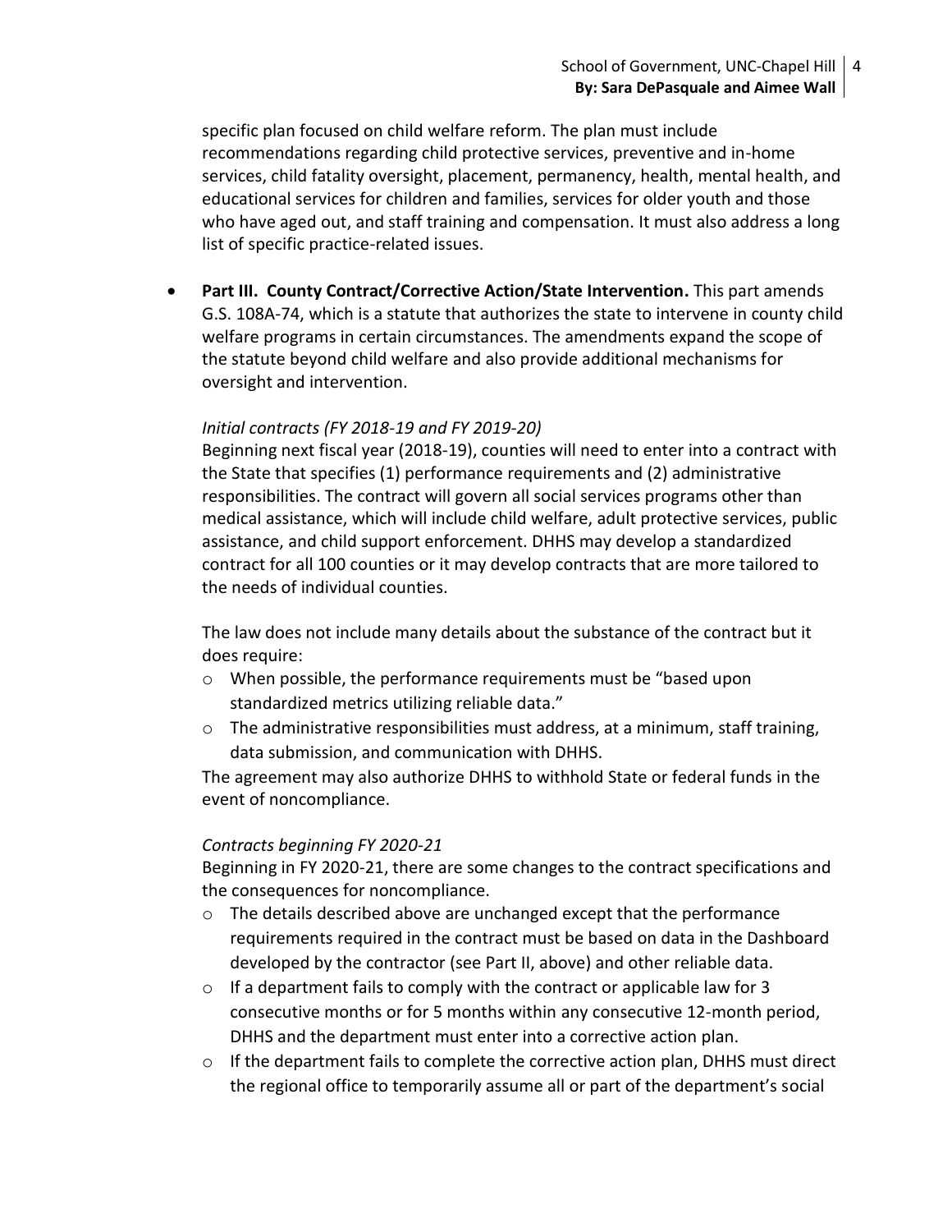specific plan focused on child welfare reform. The plan must include recommendations regarding child protective services, preventive and in-home services, child fatality oversight, placement, permanency, health, mental health, and educational services for children and families, services for older youth and those who have aged out, and staff training and compensation. It must also address a long list of specific practice-related issues.

- **Part III. County Contract/Corrective Action/State Intervention.** This part amends G.S. 108A-74, which is a statute that authorizes the state to intervene in county child welfare programs in certain circumstances. The amendments expand the scope of the statute beyond child welfare and also provide additional mechanisms for oversight and intervention.

  *Initial contracts (FY 2018-19 and FY 2019-20)*

  Beginning next fiscal year (2018-19), counties will need to enter into a contract with the State that specifies (1) performance requirements and (2) administrative responsibilities. The contract will govern all social services programs other than medical assistance, which will include child welfare, adult protective services, public assistance, and child support enforcement. DHHS may develop a standardized contract for all 100 counties or it may develop contracts that are more tailored to the needs of individual counties.

  The law does not include many details about the substance of the contract but it does require:

  - When possible, the performance requirements must be "based upon standardized metrics utilizing reliable data."
  - The administrative responsibilities must address, at a minimum, staff training, data submission, and communication with DHHS.

  The agreement may also authorize DHHS to withhold State or federal funds in the event of noncompliance.

  *Contracts beginning FY 2020-21*

  Beginning in FY 2020-21, there are some changes to the contract specifications and the consequences for noncompliance.

  - The details described above are unchanged except that the performance requirements required in the contract must be based on data in the Dashboard developed by the contractor (see Part II, above) and other reliable data.
  - If a department fails to comply with the contract or applicable law for 3 consecutive months or for 5 months within any consecutive 12-month period, DHHS and the department must enter into a corrective action plan.
  - If the department fails to complete the corrective action plan, DHHS must direct the regional office to temporarily assume all or part of the department's social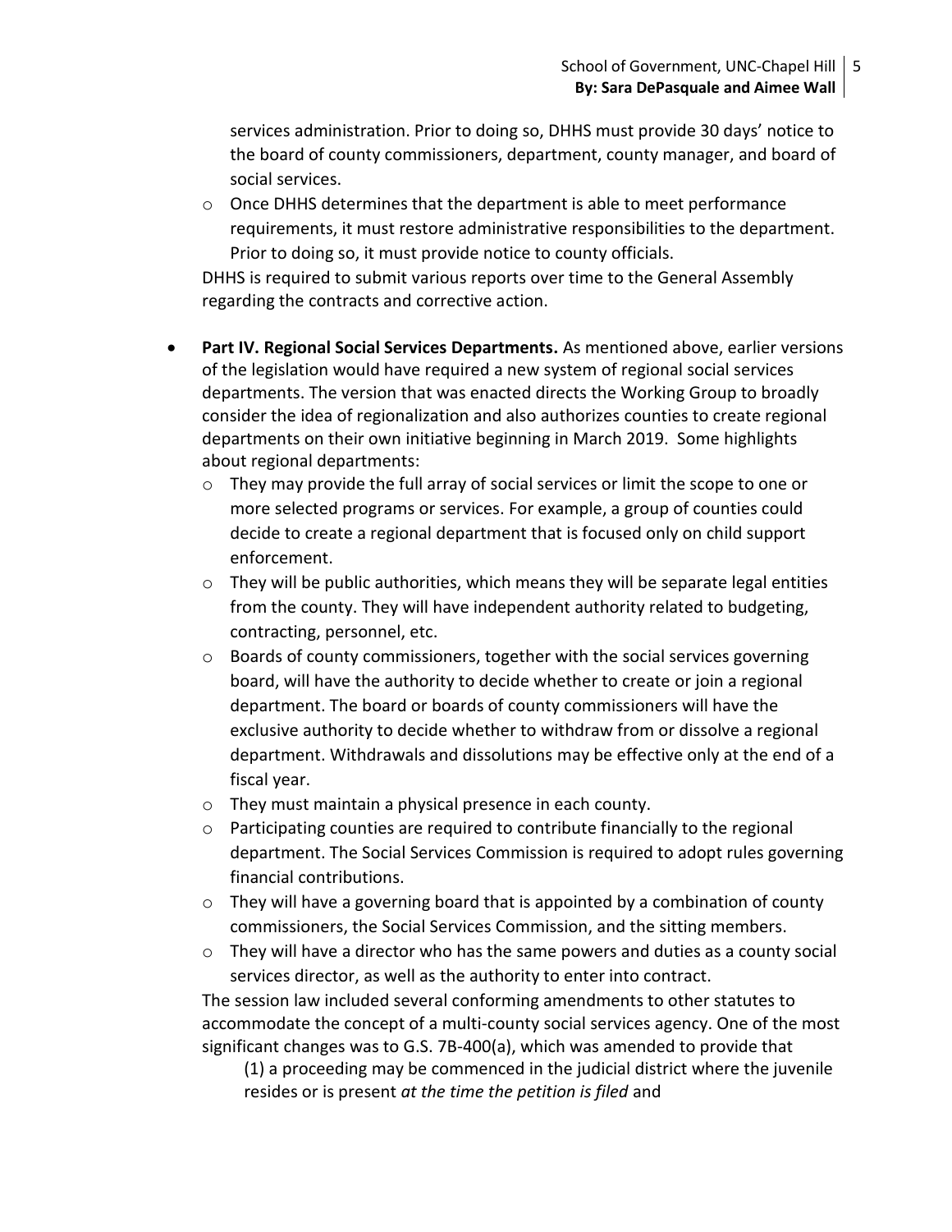services administration. Prior to doing so, DHHS must provide 30 days' notice to the board of county commissioners, department, county manager, and board of social services.
  - Once DHHS determines that the department is able to meet performance requirements, it must restore administrative responsibilities to the department. Prior to doing so, it must provide notice to county officials.

  DHHS is required to submit various reports over time to the General Assembly regarding the contracts and corrective action.

- **Part IV. Regional Social Services Departments.** As mentioned above, earlier versions of the legislation would have required a new system of regional social services departments. The version that was enacted directs the Working Group to broadly consider the idea of regionalization and also authorizes counties to create regional departments on their own initiative beginning in March 2019. Some highlights about regional departments:
  - They may provide the full array of social services or limit the scope to one or more selected programs or services. For example, a group of counties could decide to create a regional department that is focused only on child support enforcement.
  - They will be public authorities, which means they will be separate legal entities from the county. They will have independent authority related to budgeting, contracting, personnel, etc.
  - Boards of county commissioners, together with the social services governing board, will have the authority to decide whether to create or join a regional department. The board or boards of county commissioners will have the exclusive authority to decide whether to withdraw from or dissolve a regional department. Withdrawals and dissolutions may be effective only at the end of a fiscal year.
  - They must maintain a physical presence in each county.
  - Participating counties are required to contribute financially to the regional department. The Social Services Commission is required to adopt rules governing financial contributions.
  - They will have a governing board that is appointed by a combination of county commissioners, the Social Services Commission, and the sitting members.
  - They will have a director who has the same powers and duties as a county social services director, as well as the authority to enter into contract.

  The session law included several conforming amendments to other statutes to accommodate the concept of a multi-county social services agency. One of the most significant changes was to G.S. 7B-400(a), which was amended to provide that

  (1) a proceeding may be commenced in the judicial district where the juvenile resides or is present *at the time the petition is filed* and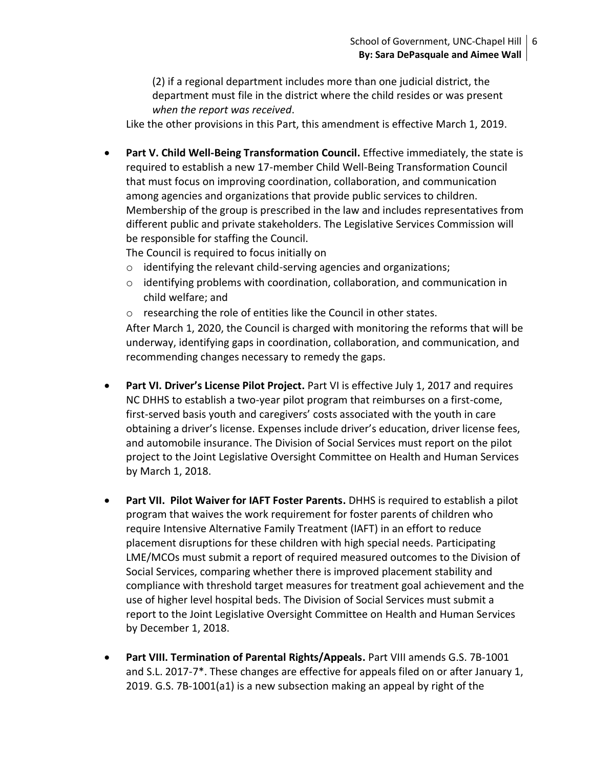(2) if a regional department includes more than one judicial district, the department must file in the district where the child resides or was present *when the report was received*.

Like the other provisions in this Part, this amendment is effective March 1, 2019.

- **Part V. Child Well-Being Transformation Council.** Effective immediately, the state is required to establish a new 17-member Child Well-Being Transformation Council that must focus on improving coordination, collaboration, and communication among agencies and organizations that provide public services to children. Membership of the group is prescribed in the law and includes representatives from different public and private stakeholders. The Legislative Services Commission will be responsible for staffing the Council.

  The Council is required to focus initially on
  - identifying the relevant child-serving agencies and organizations;
  - identifying problems with coordination, collaboration, and communication in child welfare; and
  - researching the role of entities like the Council in other states.

  After March 1, 2020, the Council is charged with monitoring the reforms that will be underway, identifying gaps in coordination, collaboration, and communication, and recommending changes necessary to remedy the gaps.

- **Part VI. Driver's License Pilot Project.** Part VI is effective July 1, 2017 and requires NC DHHS to establish a two-year pilot program that reimburses on a first-come, first-served basis youth and caregivers' costs associated with the youth in care obtaining a driver's license. Expenses include driver's education, driver license fees, and automobile insurance. The Division of Social Services must report on the pilot project to the Joint Legislative Oversight Committee on Health and Human Services by March 1, 2018.

- **Part VII. Pilot Waiver for IAFT Foster Parents.** DHHS is required to establish a pilot program that waives the work requirement for foster parents of children who require Intensive Alternative Family Treatment (IAFT) in an effort to reduce placement disruptions for these children with high special needs. Participating LME/MCOs must submit a report of required measured outcomes to the Division of Social Services, comparing whether there is improved placement stability and compliance with threshold target measures for treatment goal achievement and the use of higher level hospital beds. The Division of Social Services must submit a report to the Joint Legislative Oversight Committee on Health and Human Services by December 1, 2018.

- **Part VIII. Termination of Parental Rights/Appeals.** Part VIII amends G.S. 7B-1001 and S.L. 2017-7*. These changes are effective for appeals filed on or after January 1, 2019. G.S. 7B-1001(a1) is a new subsection making an appeal by right of the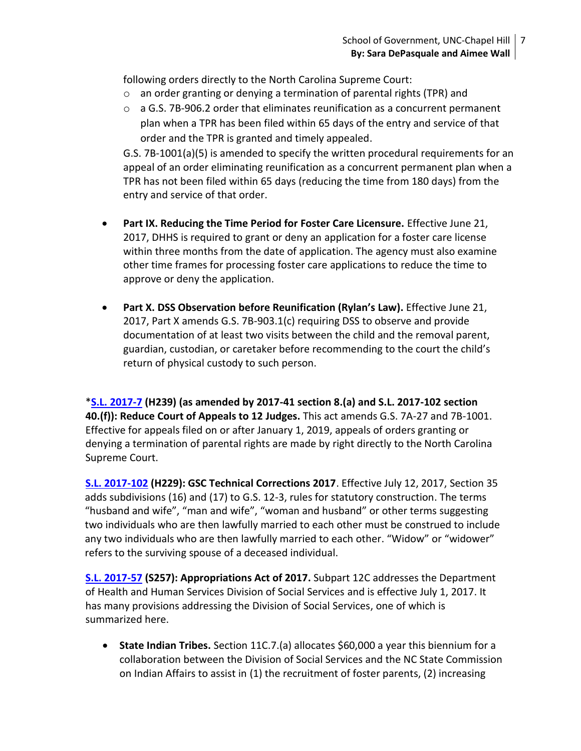following orders directly to the North Carolina Supreme Court:

  - an order granting or denying a termination of parental rights (TPR) and
  - a G.S. 7B-906.2 order that eliminates reunification as a concurrent permanent plan when a TPR has been filed within 65 days of the entry and service of that order and the TPR is granted and timely appealed.

  G.S. 7B-1001(a)(5) is amended to specify the written procedural requirements for an appeal of an order eliminating reunification as a concurrent permanent plan when a TPR has not been filed within 65 days (reducing the time from 180 days) from the entry and service of that order.

- **Part IX. Reducing the Time Period for Foster Care Licensure.** Effective June 21, 2017, DHHS is required to grant or deny an application for a foster care license within three months from the date of application. The agency must also examine other time frames for processing foster care applications to reduce the time to approve or deny the application.

- **Part X. DSS Observation before Reunification (Rylan's Law).** Effective June 21, 2017, Part X amends G.S. 7B-903.1(c) requiring DSS to observe and provide documentation of at least two visits between the child and the removal parent, guardian, custodian, or caretaker before recommending to the court the child's return of physical custody to such person.

*[**S.L. 2017-7**] **(H239) (as amended by 2017-41 section 8.(a) and S.L. 2017-102 section 40.(f)): Reduce Court of Appeals to 12 Judges.** This act amends G.S. 7A-27 and 7B-1001. Effective for appeals filed on or after January 1, 2019, appeals of orders granting or denying a termination of parental rights are made by right directly to the North Carolina Supreme Court.

[**S.L. 2017-102**] **(H229): GSC Technical Corrections 2017**. Effective July 12, 2017, Section 35 adds subdivisions (16) and (17) to G.S. 12-3, rules for statutory construction. The terms "husband and wife", "man and wife", "woman and husband" or other terms suggesting two individuals who are then lawfully married to each other must be construed to include any two individuals who are then lawfully married to each other. "Widow" or "widower" refers to the surviving spouse of a deceased individual.

[**S.L. 2017-57**] **(S257): Appropriations Act of 2017.** Subpart 12C addresses the Department of Health and Human Services Division of Social Services and is effective July 1, 2017. It has many provisions addressing the Division of Social Services, one of which is summarized here.

- **State Indian Tribes.** Section 11C.7.(a) allocates $60,000 a year this biennium for a collaboration between the Division of Social Services and the NC State Commission on Indian Affairs to assist in (1) the recruitment of foster parents, (2) increasing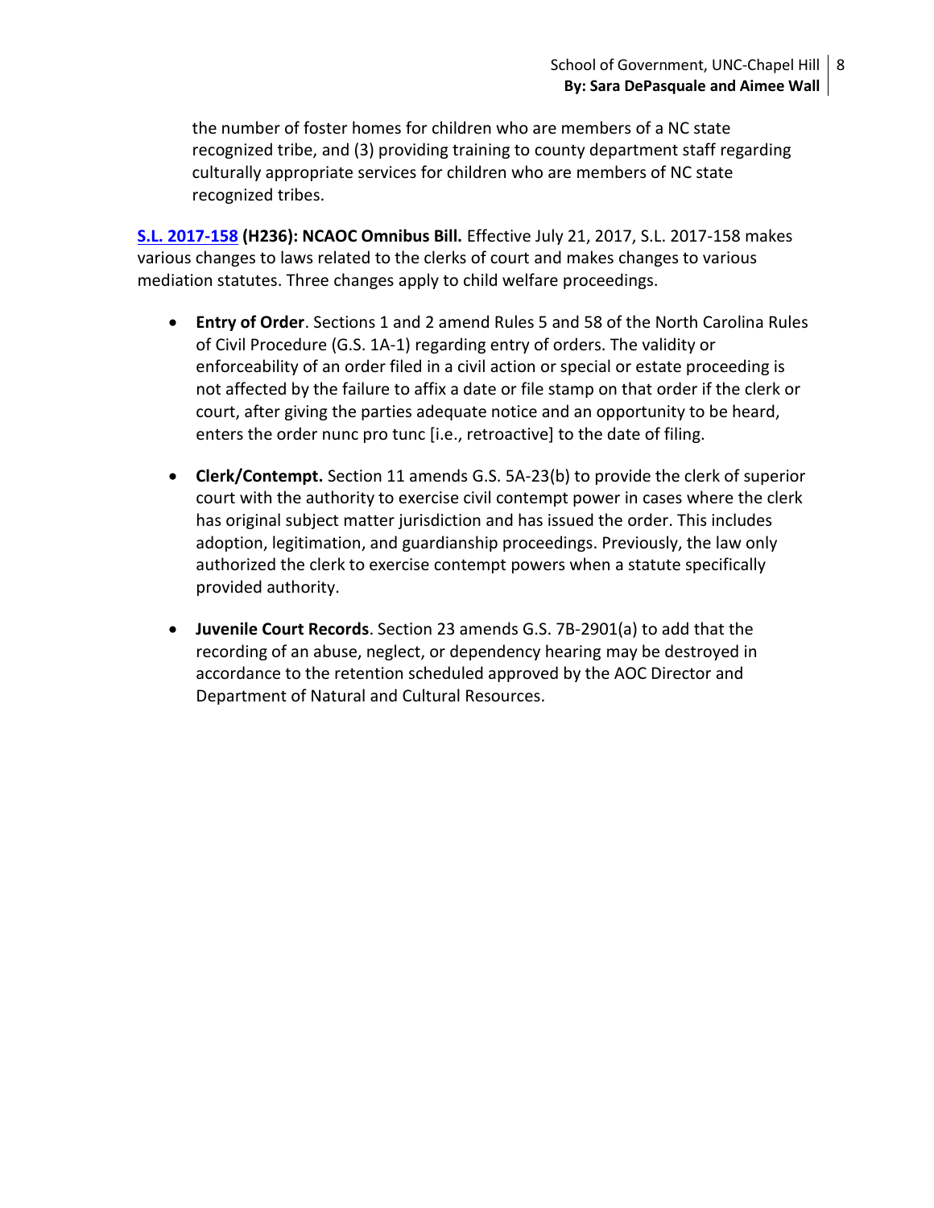the number of foster homes for children who are members of a NC state recognized tribe, and (3) providing training to county department staff regarding culturally appropriate services for children who are members of NC state recognized tribes.

**S.L. 2017-158 (H236): NCAOC Omnibus Bill.** Effective July 21, 2017, S.L. 2017-158 makes various changes to laws related to the clerks of court and makes changes to various mediation statutes. Three changes apply to child welfare proceedings.

- **Entry of Order**. Sections 1 and 2 amend Rules 5 and 58 of the North Carolina Rules of Civil Procedure (G.S. 1A-1) regarding entry of orders. The validity or enforceability of an order filed in a civil action or special or estate proceeding is not affected by the failure to affix a date or file stamp on that order if the clerk or court, after giving the parties adequate notice and an opportunity to be heard, enters the order nunc pro tunc [i.e., retroactive] to the date of filing.

- **Clerk/Contempt.** Section 11 amends G.S. 5A-23(b) to provide the clerk of superior court with the authority to exercise civil contempt power in cases where the clerk has original subject matter jurisdiction and has issued the order. This includes adoption, legitimation, and guardianship proceedings. Previously, the law only authorized the clerk to exercise contempt powers when a statute specifically provided authority.

- **Juvenile Court Records**. Section 23 amends G.S. 7B-2901(a) to add that the recording of an abuse, neglect, or dependency hearing may be destroyed in accordance to the retention scheduled approved by the AOC Director and Department of Natural and Cultural Resources.